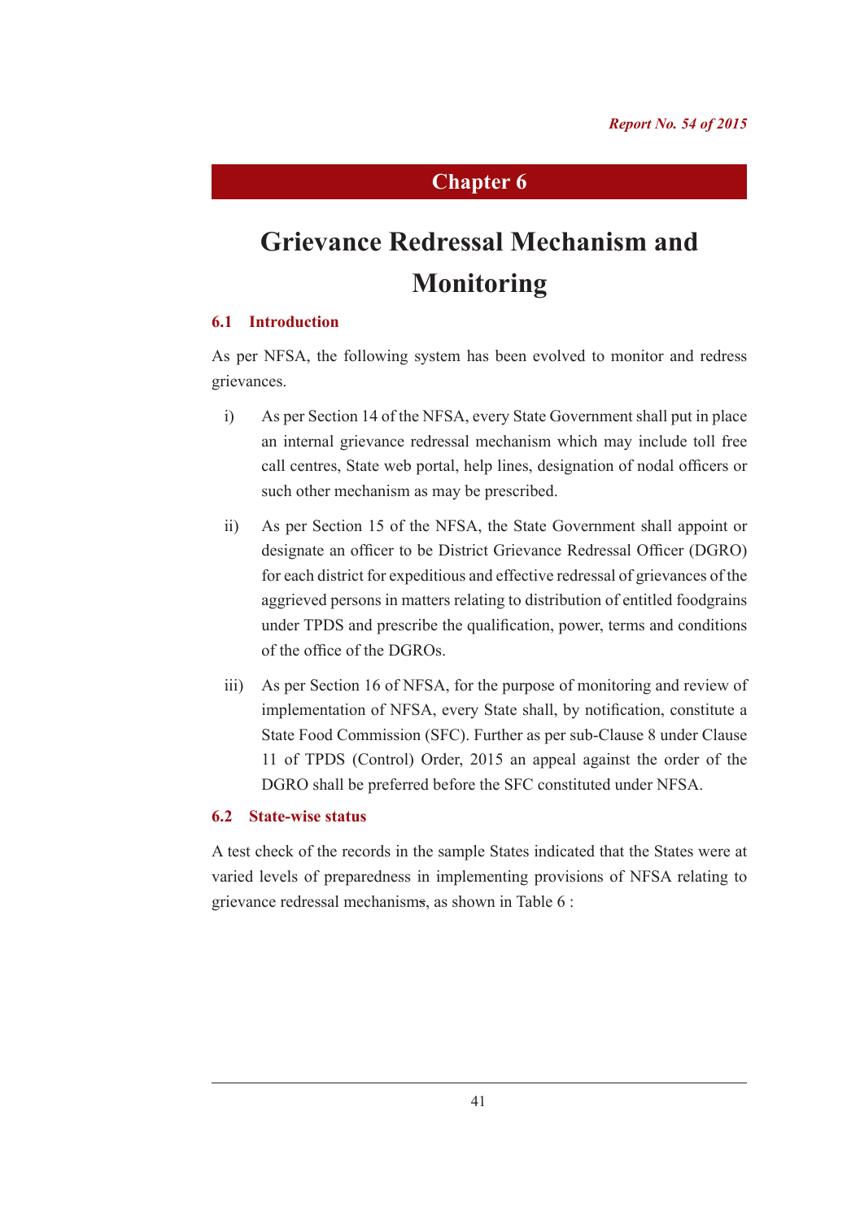# Chapter 6

# Grievance Redressal Mechanism and Monitoring

## 6.1 Introduction

As per NFSA, the following system has been evolved to monitor and redress grievances.

i) As per Section 14 of the NFSA, every State Government shall put in place an internal grievance redressal mechanism which may include toll free call centres, State web portal, help lines, designation of nodal officers or such other mechanism as may be prescribed.

ii) As per Section 15 of the NFSA, the State Government shall appoint or designate an officer to be District Grievance Redressal Officer (DGRO) for each district for expeditious and effective redressal of grievances of the aggrieved persons in matters relating to distribution of entitled foodgrains under TPDS and prescribe the qualification, power, terms and conditions of the office of the DGROs.

iii) As per Section 16 of NFSA, for the purpose of monitoring and review of implementation of NFSA, every State shall, by notification, constitute a State Food Commission (SFC). Further as per sub-Clause 8 under Clause 11 of TPDS (Control) Order, 2015 an appeal against the order of the DGRO shall be preferred before the SFC constituted under NFSA.

## 6.2 State-wise status

A test check of the records in the sample States indicated that the States were at varied levels of preparedness in implementing provisions of NFSA relating to grievance redressal mechanisms, as shown in Table 6 :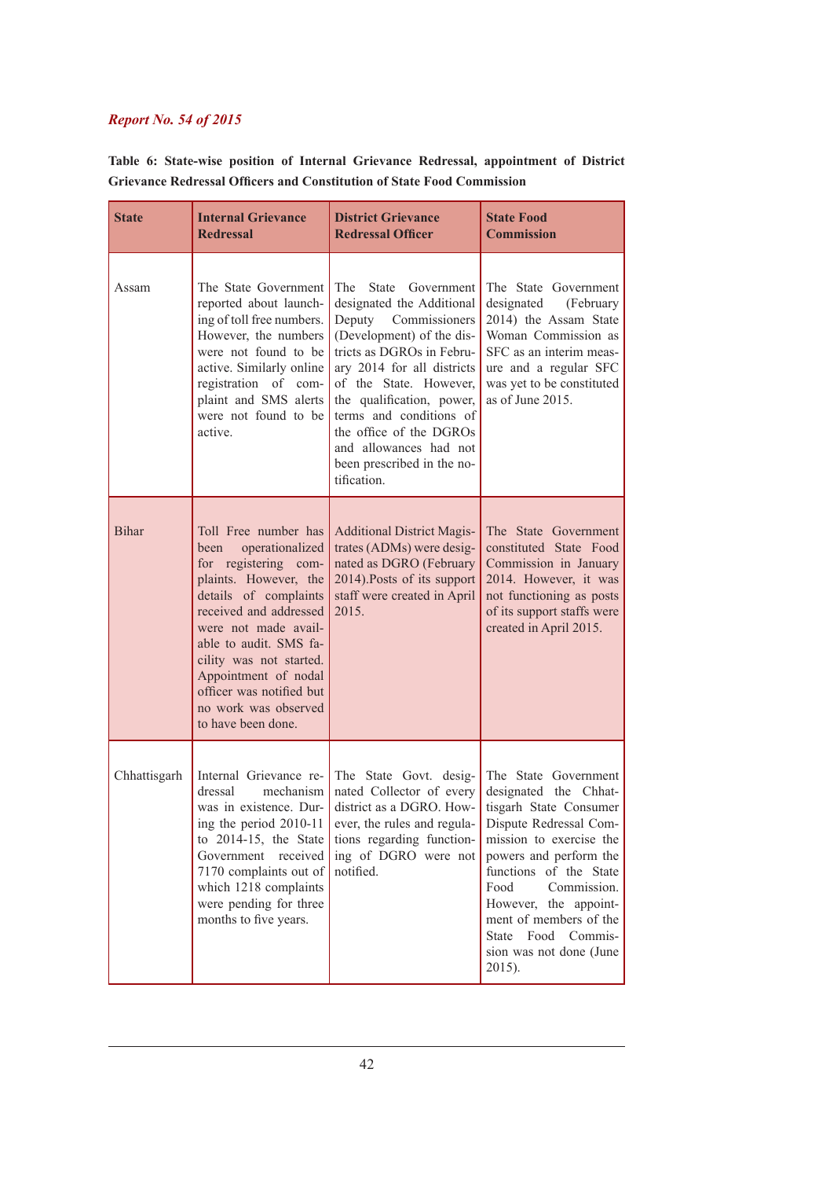*Report No. 54 of 2015*

**Table 6: State-wise position of Internal Grievance Redressal, appointment of District Grievance Redressal Officers and Constitution of State Food Commission**

| State | Internal Grievance Redressal | District Grievance Redressal Officer | State Food Commission |
|---|---|---|---|
| Assam | The State Government reported about launching of toll free numbers. However, the numbers were not found to be active. Similarly online registration of complaint and SMS alerts were not found to be active. | The State Government designated the Additional Deputy Commissioners (Development) of the districts as DGROs in February 2014 for all districts of the State. However, the qualification, power, terms and conditions of the office of the DGROs and allowances had not been prescribed in the notification. | The State Government designated (February 2014) the Assam State Woman Commission as SFC as an interim measure and a regular SFC was yet to be constituted as of June 2015. |
| Bihar | Toll Free number has been operationalized for registering complaints. However, the details of complaints received and addressed were not made available to audit. SMS facility was not started. Appointment of nodal officer was notified but no work was observed to have been done. | Additional District Magistrates (ADMs) were designated as DGRO (February 2014).Posts of its support staff were created in April 2015. | The State Government constituted State Food Commission in January 2014. However, it was not functioning as posts of its support staffs were created in April 2015. |
| Chhattisgarh | Internal Grievance redressal mechanism was in existence. During the period 2010-11 to 2014-15, the State Government received 7170 complaints out of which 1218 complaints were pending for three months to five years. | The State Govt. designated Collector of every district as a DGRO. However, the rules and regulations regarding functioning of DGRO were not notified. | The State Government designated the Chhattisgarh State Consumer Dispute Redressal Commission to exercise the powers and perform the functions of the State Food Commission. However, the appointment of members of the State Food Commission was not done (June 2015). |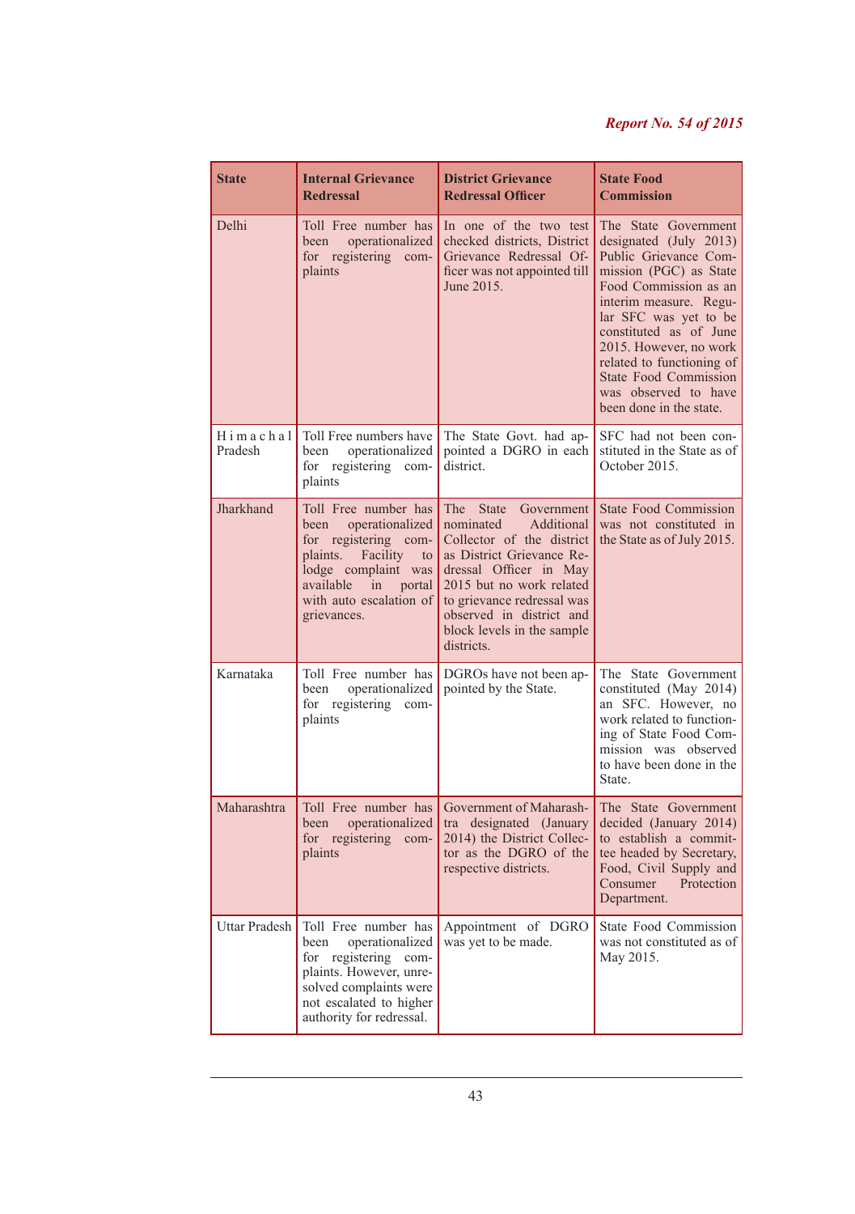| State | Internal Grievance Redressal | District Grievance Redressal Officer | State Food Commission |
|---|---|---|---|
| Delhi | Toll Free number has been operationalized for registering complaints | In one of the two test checked districts, District Grievance Redressal Officer was not appointed till June 2015. | The State Government designated (July 2013) Public Grievance Commission (PGC) as State Food Commission as an interim measure. Regular SFC was yet to be constituted as of June 2015. However, no work related to functioning of State Food Commission was observed to have been done in the state. |
| Himachal Pradesh | Toll Free numbers have been operationalized for registering complaints | The State Govt. had appointed a DGRO in each district. | SFC had not been constituted in the State as of October 2015. |
| Jharkhand | Toll Free number has been operationalized for registering complaints. Facility to lodge complaint was available in portal with auto escalation of grievances. | The State Government nominated Additional Collector of the district as District Grievance Redressal Officer in May 2015 but no work related to grievance redressal was observed in district and block levels in the sample districts. | State Food Commission was not constituted in the State as of July 2015. |
| Karnataka | Toll Free number has been operationalized for registering complaints | DGROs have not been appointed by the State. | The State Government constituted (May 2014) an SFC. However, no work related to functioning of State Food Commission was observed to have been done in the State. |
| Maharashtra | Toll Free number has been operationalized for registering complaints | Government of Maharashtra designated (January 2014) the District Collector as the DGRO of the respective districts. | The State Government decided (January 2014) to establish a committee headed by Secretary, Food, Civil Supply and Consumer Protection Department. |
| Uttar Pradesh | Toll Free number has been operationalized for registering complaints. However, unresolved complaints were not escalated to higher authority for redressal. | Appointment of DGRO was yet to be made. | State Food Commission was not constituted as of May 2015. |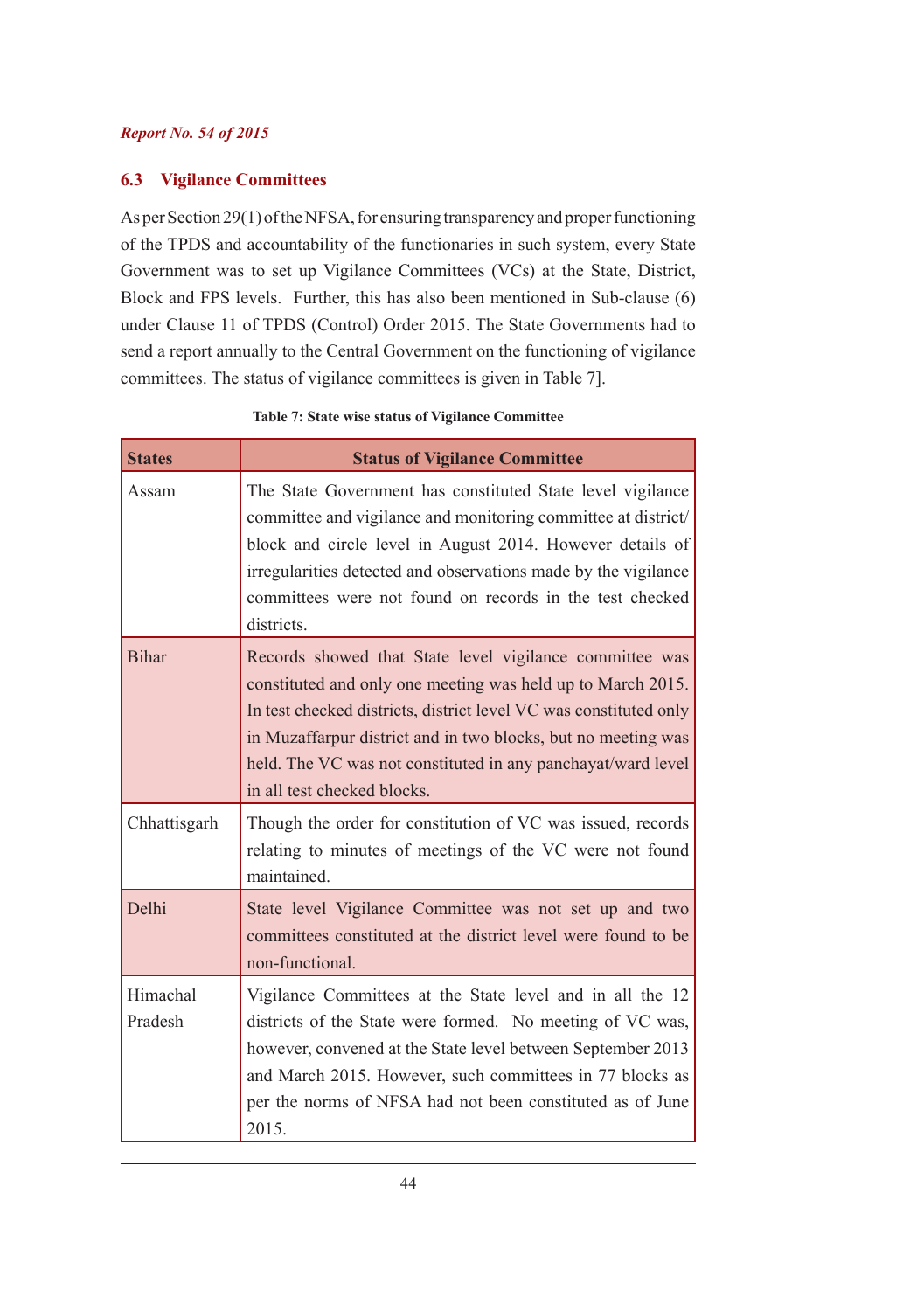## 6.3 Vigilance Committees

As per Section 29(1) of the NFSA, for ensuring transparency and proper functioning of the TPDS and accountability of the functionaries in such system, every State Government was to set up Vigilance Committees (VCs) at the State, District, Block and FPS levels. Further, this has also been mentioned in Sub-clause (6) under Clause 11 of TPDS (Control) Order 2015. The State Governments had to send a report annually to the Central Government on the functioning of vigilance committees. The status of vigilance committees is given in Table 7].

**Table 7: State wise status of Vigilance Committee**

| States | Status of Vigilance Committee |
|---|---|
| Assam | The State Government has constituted State level vigilance committee and vigilance and monitoring committee at district/ block and circle level in August 2014. However details of irregularities detected and observations made by the vigilance committees were not found on records in the test checked districts. |
| Bihar | Records showed that State level vigilance committee was constituted and only one meeting was held up to March 2015. In test checked districts, district level VC was constituted only in Muzaffarpur district and in two blocks, but no meeting was held. The VC was not constituted in any panchayat/ward level in all test checked blocks. |
| Chhattisgarh | Though the order for constitution of VC was issued, records relating to minutes of meetings of the VC were not found maintained. |
| Delhi | State level Vigilance Committee was not set up and two committees constituted at the district level were found to be non-functional. |
| Himachal Pradesh | Vigilance Committees at the State level and in all the 12 districts of the State were formed. No meeting of VC was, however, convened at the State level between September 2013 and March 2015. However, such committees in 77 blocks as per the norms of NFSA had not been constituted as of June 2015. |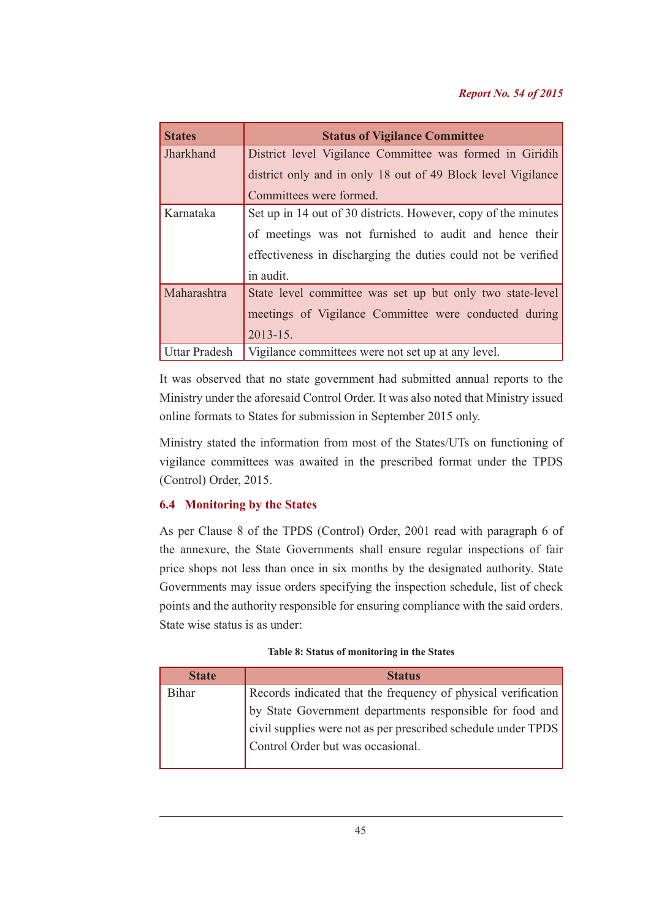| States | Status of Vigilance Committee |
|---|---|
| Jharkhand | District level Vigilance Committee was formed in Giridih district only and in only 18 out of 49 Block level Vigilance Committees were formed. |
| Karnataka | Set up in 14 out of 30 districts. However, copy of the minutes of meetings was not furnished to audit and hence their effectiveness in discharging the duties could not be verified in audit. |
| Maharashtra | State level committee was set up but only two state-level meetings of Vigilance Committee were conducted during 2013-15. |
| Uttar Pradesh | Vigilance committees were not set up at any level. |

It was observed that no state government had submitted annual reports to the Ministry under the aforesaid Control Order. It was also noted that Ministry issued online formats to States for submission in September 2015 only.

Ministry stated the information from most of the States/UTs on functioning of vigilance committees was awaited in the prescribed format under the TPDS (Control) Order, 2015.

## 6.4 Monitoring by the States

As per Clause 8 of the TPDS (Control) Order, 2001 read with paragraph 6 of the annexure, the State Governments shall ensure regular inspections of fair price shops not less than once in six months by the designated authority. State Governments may issue orders specifying the inspection schedule, list of check points and the authority responsible for ensuring compliance with the said orders. State wise status is as under:

**Table 8: Status of monitoring in the States**

| State | Status |
|---|---|
| Bihar | Records indicated that the frequency of physical verification by State Government departments responsible for food and civil supplies were not as per prescribed schedule under TPDS Control Order but was occasional. |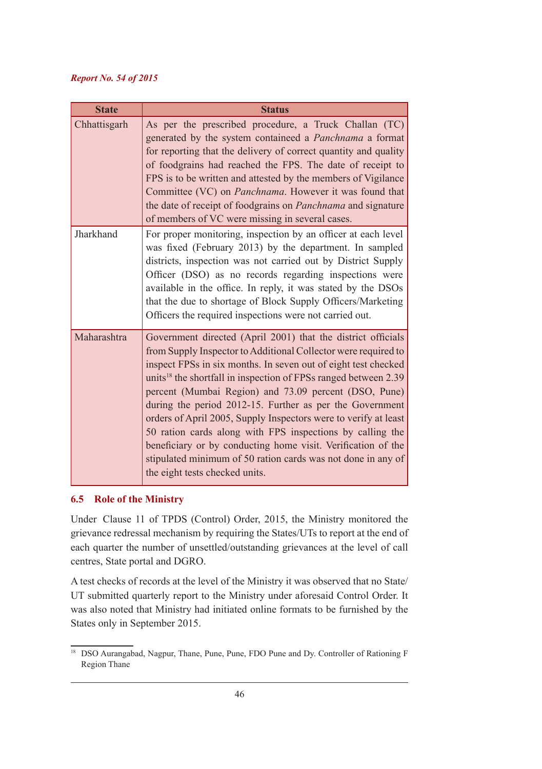| State | Status |
|---|---|
| Chhattisgarh | As per the prescribed procedure, a Truck Challan (TC) generated by the system containeed a *Panchnama* a format for reporting that the delivery of correct quantity and quality of foodgrains had reached the FPS. The date of receipt to FPS is to be written and attested by the members of Vigilance Committee (VC) on *Panchnama*. However it was found that the date of receipt of foodgrains on *Panchnama* and signature of members of VC were missing in several cases. |
| Jharkhand | For proper monitoring, inspection by an officer at each level was fixed (February 2013) by the department. In sampled districts, inspection was not carried out by District Supply Officer (DSO) as no records regarding inspections were available in the office. In reply, it was stated by the DSOs that the due to shortage of Block Supply Officers/Marketing Officers the required inspections were not carried out. |
| Maharashtra | Government directed (April 2001) that the district officials from Supply Inspector to Additional Collector were required to inspect FPSs in six months. In seven out of eight test checked units[18] the shortfall in inspection of FPSs ranged between 2.39 percent (Mumbai Region) and 73.09 percent (DSO, Pune) during the period 2012-15. Further as per the Government orders of April 2005, Supply Inspectors were to verify at least 50 ration cards along with FPS inspections by calling the beneficiary or by conducting home visit. Verification of the stipulated minimum of 50 ration cards was not done in any of the eight tests checked units. |

## 6.5 Role of the Ministry

Under Clause 11 of TPDS (Control) Order, 2015, the Ministry monitored the grievance redressal mechanism by requiring the States/UTs to report at the end of each quarter the number of unsettled/outstanding grievances at the level of call centres, State portal and DGRO.

A test checks of records at the level of the Ministry it was observed that no State/UT submitted quarterly report to the Ministry under aforesaid Control Order. It was also noted that Ministry had initiated online formats to be furnished by the States only in September 2015.

[18] DSO Aurangabad, Nagpur, Thane, Pune, Pune, FDO Pune and Dy. Controller of Rationing F Region Thane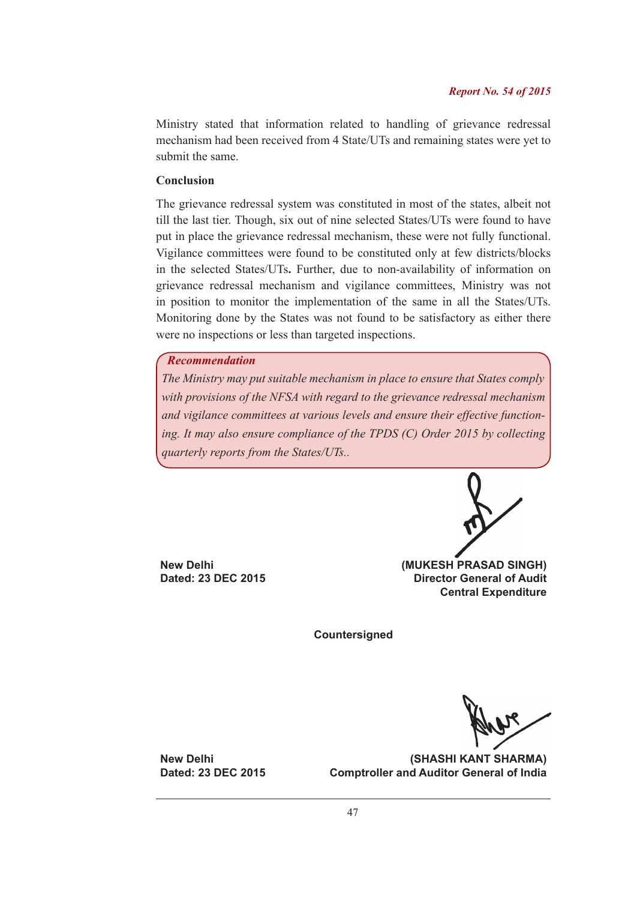Ministry stated that information related to handling of grievance redressal mechanism had been received from 4 State/UTs and remaining states were yet to submit the same.

### Conclusion

The grievance redressal system was constituted in most of the states, albeit not till the last tier. Though, six out of nine selected States/UTs were found to have put in place the grievance redressal mechanism, these were not fully functional. Vigilance committees were found to be constituted only at few districts/blocks in the selected States/UTs**.** Further, due to non-availability of information on grievance redressal mechanism and vigilance committees, Ministry was not in position to monitor the implementation of the same in all the States/UTs. Monitoring done by the States was not found to be satisfactory as either there were no inspections or less than targeted inspections.

***Recommendation***

*The Ministry may put suitable mechanism in place to ensure that States comply with provisions of the NFSA with regard to the grievance redressal mechanism and vigilance committees at various levels and ensure their effective functioning. It may also ensure compliance of the TPDS (C) Order 2015 by collecting quarterly reports from the States/UTs..*

**New Delhi**
**Dated: 23 DEC 2015**

**(MUKESH PRASAD SINGH)**
**Director General of Audit**
**Central Expenditure**

**Countersigned**

**New Delhi**
**Dated: 23 DEC 2015**

**(SHASHI KANT SHARMA)**
**Comptroller and Auditor General of India**